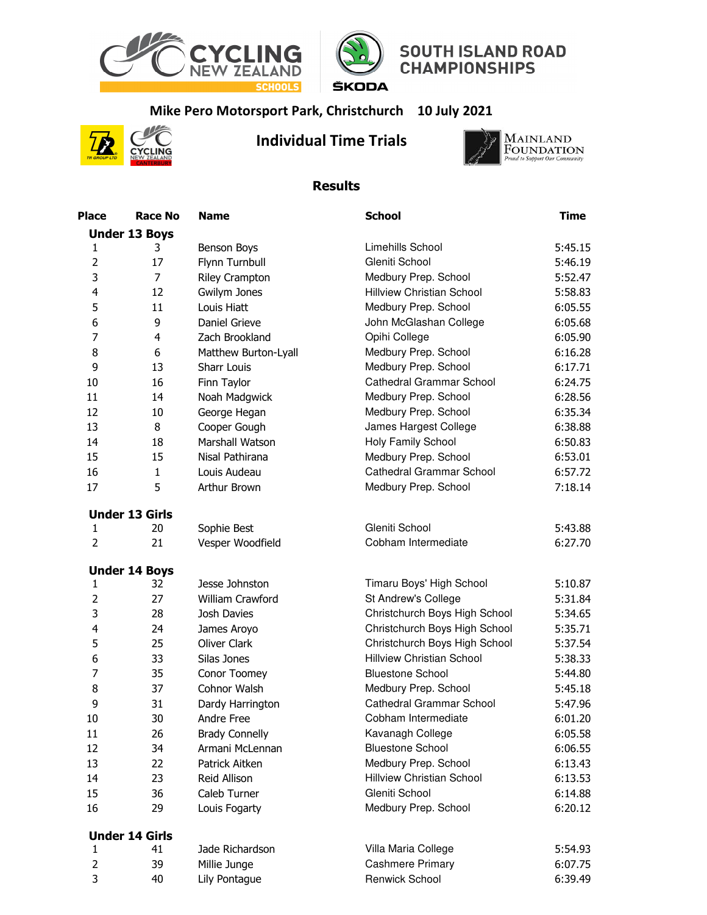# CYCLING NEW ZEALAND SCHOOLS — SOUTH ISLAND ROAD CHAMPIONSHIPS

**Mike Pero Motorsport Park, Christchurch 10 July 2021**

## Individual Time Trials

### Results

| Place | Race No | Name | School | Time |
|---|---|---|---|---|
| **Under 13 Boys** | | | | |
| 1 | 3 | Benson Boys | Limehills School | 5:45.15 |
| 2 | 17 | Flynn Turnbull | Gleniti School | 5:46.19 |
| 3 | 7 | Riley Crampton | Medbury Prep. School | 5:52.47 |
| 4 | 12 | Gwilym Jones | Hillview Christian School | 5:58.83 |
| 5 | 11 | Louis Hiatt | Medbury Prep. School | 6:05.55 |
| 6 | 9 | Daniel Grieve | John McGlashan College | 6:05.68 |
| 7 | 4 | Zach Brookland | Opihi College | 6:05.90 |
| 8 | 6 | Matthew Burton-Lyall | Medbury Prep. School | 6:16.28 |
| 9 | 13 | Sharr Louis | Medbury Prep. School | 6:17.71 |
| 10 | 16 | Finn Taylor | Cathedral Grammar School | 6:24.75 |
| 11 | 14 | Noah Madgwick | Medbury Prep. School | 6:28.56 |
| 12 | 10 | George Hegan | Medbury Prep. School | 6:35.34 |
| 13 | 8 | Cooper Gough | James Hargest College | 6:38.88 |
| 14 | 18 | Marshall Watson | Holy Family School | 6:50.83 |
| 15 | 15 | Nisal Pathirana | Medbury Prep. School | 6:53.01 |
| 16 | 1 | Louis Audeau | Cathedral Grammar School | 6:57.72 |
| 17 | 5 | Arthur Brown | Medbury Prep. School | 7:18.14 |
| **Under 13 Girls** | | | | |
| 1 | 20 | Sophie Best | Gleniti School | 5:43.88 |
| 2 | 21 | Vesper Woodfield | Cobham Intermediate | 6:27.70 |
| **Under 14 Boys** | | | | |
| 1 | 32 | Jesse Johnston | Timaru Boys' High School | 5:10.87 |
| 2 | 27 | William Crawford | St Andrew's College | 5:31.84 |
| 3 | 28 | Josh Davies | Christchurch Boys High School | 5:34.65 |
| 4 | 24 | James Aroyo | Christchurch Boys High School | 5:35.71 |
| 5 | 25 | Oliver Clark | Christchurch Boys High School | 5:37.54 |
| 6 | 33 | Silas Jones | Hillview Christian School | 5:38.33 |
| 7 | 35 | Conor Toomey | Bluestone School | 5:44.80 |
| 8 | 37 | Cohnor Walsh | Medbury Prep. School | 5:45.18 |
| 9 | 31 | Dardy Harrington | Cathedral Grammar School | 5:47.96 |
| 10 | 30 | Andre Free | Cobham Intermediate | 6:01.20 |
| 11 | 26 | Brady Connelly | Kavanagh College | 6:05.58 |
| 12 | 34 | Armani McLennan | Bluestone School | 6:06.55 |
| 13 | 22 | Patrick Aitken | Medbury Prep. School | 6:13.43 |
| 14 | 23 | Reid Allison | Hillview Christian School | 6:13.53 |
| 15 | 36 | Caleb Turner | Gleniti School | 6:14.88 |
| 16 | 29 | Louis Fogarty | Medbury Prep. School | 6:20.12 |
| **Under 14 Girls** | | | | |
| 1 | 41 | Jade Richardson | Villa Maria College | 5:54.93 |
| 2 | 39 | Millie Junge | Cashmere Primary | 6:07.75 |
| 3 | 40 | Lily Pontague | Renwick School | 6:39.49 |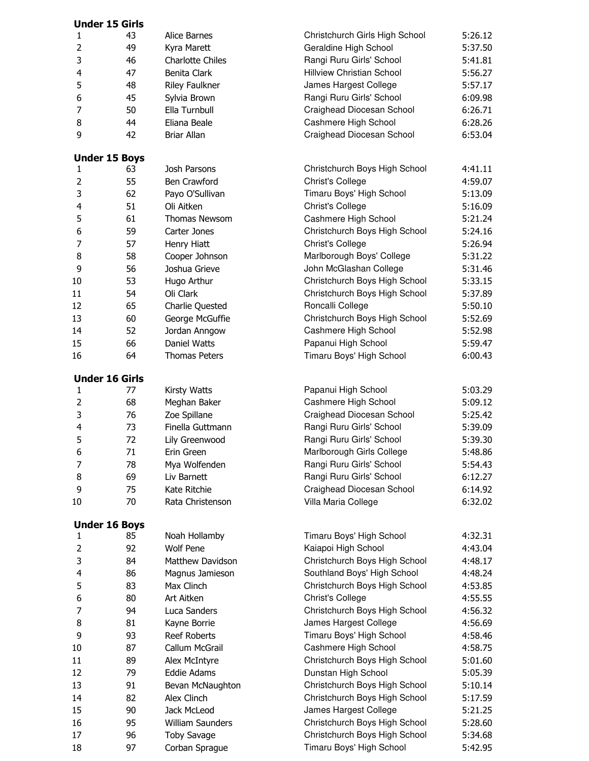**Under 15 Girls**

| | | | | |
|---|---|---|---|---|
| 1 | 43 | Alice Barnes | Christchurch Girls High School | 5:26.12 |
| 2 | 49 | Kyra Marett | Geraldine High School | 5:37.50 |
| 3 | 46 | Charlotte Chiles | Rangi Ruru Girls' School | 5:41.81 |
| 4 | 47 | Benita Clark | Hillview Christian School | 5:56.27 |
| 5 | 48 | Riley Faulkner | James Hargest College | 5:57.17 |
| 6 | 45 | Sylvia Brown | Rangi Ruru Girls' School | 6:09.98 |
| 7 | 50 | Ella Turnbull | Craighead Diocesan School | 6:26.71 |
| 8 | 44 | Eliana Beale | Cashmere High School | 6:28.26 |
| 9 | 42 | Briar Allan | Craighead Diocesan School | 6:53.04 |

**Under 15 Boys**

| | | | | |
|---|---|---|---|---|
| 1 | 63 | Josh Parsons | Christchurch Boys High School | 4:41.11 |
| 2 | 55 | Ben Crawford | Christ's College | 4:59.07 |
| 3 | 62 | Payo O'Sullivan | Timaru Boys' High School | 5:13.09 |
| 4 | 51 | Oli Aitken | Christ's College | 5:16.09 |
| 5 | 61 | Thomas Newsom | Cashmere High School | 5:21.24 |
| 6 | 59 | Carter Jones | Christchurch Boys High School | 5:24.16 |
| 7 | 57 | Henry Hiatt | Christ's College | 5:26.94 |
| 8 | 58 | Cooper Johnson | Marlborough Boys' College | 5:31.22 |
| 9 | 56 | Joshua Grieve | John McGlashan College | 5:31.46 |
| 10 | 53 | Hugo Arthur | Christchurch Boys High School | 5:33.15 |
| 11 | 54 | Oli Clark | Christchurch Boys High School | 5:37.89 |
| 12 | 65 | Charlie Quested | Roncalli College | 5:50.10 |
| 13 | 60 | George McGuffie | Christchurch Boys High School | 5:52.69 |
| 14 | 52 | Jordan Anngow | Cashmere High School | 5:52.98 |
| 15 | 66 | Daniel Watts | Papanui High School | 5:59.47 |
| 16 | 64 | Thomas Peters | Timaru Boys' High School | 6:00.43 |

**Under 16 Girls**

| | | | | |
|---|---|---|---|---|
| 1 | 77 | Kirsty Watts | Papanui High School | 5:03.29 |
| 2 | 68 | Meghan Baker | Cashmere High School | 5:09.12 |
| 3 | 76 | Zoe Spillane | Craighead Diocesan School | 5:25.42 |
| 4 | 73 | Finella Guttmann | Rangi Ruru Girls' School | 5:39.09 |
| 5 | 72 | Lily Greenwood | Rangi Ruru Girls' School | 5:39.30 |
| 6 | 71 | Erin Green | Marlborough Girls College | 5:48.86 |
| 7 | 78 | Mya Wolfenden | Rangi Ruru Girls' School | 5:54.43 |
| 8 | 69 | Liv Barnett | Rangi Ruru Girls' School | 6:12.27 |
| 9 | 75 | Kate Ritchie | Craighead Diocesan School | 6:14.92 |
| 10 | 70 | Rata Christenson | Villa Maria College | 6:32.02 |

**Under 16 Boys**

| | | | | |
|---|---|---|---|---|
| 1 | 85 | Noah Hollamby | Timaru Boys' High School | 4:32.31 |
| 2 | 92 | Wolf Pene | Kaiapoi High School | 4:43.04 |
| 3 | 84 | Matthew Davidson | Christchurch Boys High School | 4:48.17 |
| 4 | 86 | Magnus Jamieson | Southland Boys' High School | 4:48.24 |
| 5 | 83 | Max Clinch | Christchurch Boys High School | 4:53.85 |
| 6 | 80 | Art Aitken | Christ's College | 4:55.55 |
| 7 | 94 | Luca Sanders | Christchurch Boys High School | 4:56.32 |
| 8 | 81 | Kayne Borrie | James Hargest College | 4:56.69 |
| 9 | 93 | Reef Roberts | Timaru Boys' High School | 4:58.46 |
| 10 | 87 | Callum McGrail | Cashmere High School | 4:58.75 |
| 11 | 89 | Alex McIntyre | Christchurch Boys High School | 5:01.60 |
| 12 | 79 | Eddie Adams | Dunstan High School | 5:05.39 |
| 13 | 91 | Bevan McNaughton | Christchurch Boys High School | 5:10.14 |
| 14 | 82 | Alex Clinch | Christchurch Boys High School | 5:17.59 |
| 15 | 90 | Jack McLeod | James Hargest College | 5:21.25 |
| 16 | 95 | William Saunders | Christchurch Boys High School | 5:28.60 |
| 17 | 96 | Toby Savage | Christchurch Boys High School | 5:34.68 |
| 18 | 97 | Corban Sprague | Timaru Boys' High School | 5:42.95 |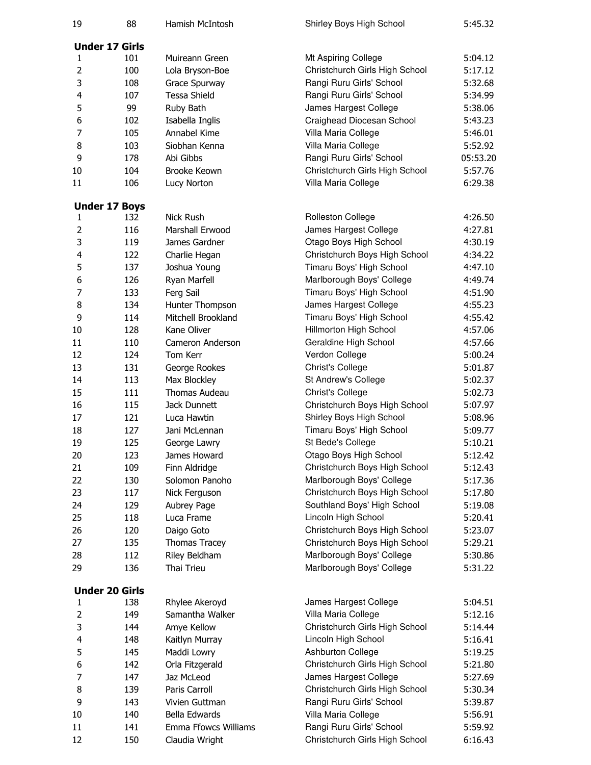| | | | | |
|---|---|---|---|---|
| 19 | 88 | Hamish McIntosh | Shirley Boys High School | 5:45.32 |

## Under 17 Girls

| | | | | |
|---|---|---|---|---|
| 1 | 101 | Muireann Green | Mt Aspiring College | 5:04.12 |
| 2 | 100 | Lola Bryson-Boe | Christchurch Girls High School | 5:17.12 |
| 3 | 108 | Grace Spurway | Rangi Ruru Girls' School | 5:32.68 |
| 4 | 107 | Tessa Shield | Rangi Ruru Girls' School | 5:34.99 |
| 5 | 99 | Ruby Bath | James Hargest College | 5:38.06 |
| 6 | 102 | Isabella Inglis | Craighead Diocesan School | 5:43.23 |
| 7 | 105 | Annabel Kime | Villa Maria College | 5:46.01 |
| 8 | 103 | Siobhan Kenna | Villa Maria College | 5:52.92 |
| 9 | 178 | Abi Gibbs | Rangi Ruru Girls' School | 05:53.20 |
| 10 | 104 | Brooke Keown | Christchurch Girls High School | 5:57.76 |
| 11 | 106 | Lucy Norton | Villa Maria College | 6:29.38 |

## Under 17 Boys

| | | | | |
|---|---|---|---|---|
| 1 | 132 | Nick Rush | Rolleston College | 4:26.50 |
| 2 | 116 | Marshall Erwood | James Hargest College | 4:27.81 |
| 3 | 119 | James Gardner | Otago Boys High School | 4:30.19 |
| 4 | 122 | Charlie Hegan | Christchurch Boys High School | 4:34.22 |
| 5 | 137 | Joshua Young | Timaru Boys' High School | 4:47.10 |
| 6 | 126 | Ryan Marfell | Marlborough Boys' College | 4:49.74 |
| 7 | 133 | Ferg Sail | Timaru Boys' High School | 4:51.90 |
| 8 | 134 | Hunter Thompson | James Hargest College | 4:55.23 |
| 9 | 114 | Mitchell Brookland | Timaru Boys' High School | 4:55.42 |
| 10 | 128 | Kane Oliver | Hillmorton High School | 4:57.06 |
| 11 | 110 | Cameron Anderson | Geraldine High School | 4:57.66 |
| 12 | 124 | Tom Kerr | Verdon College | 5:00.24 |
| 13 | 131 | George Rookes | Christ's College | 5:01.87 |
| 14 | 113 | Max Blockley | St Andrew's College | 5:02.37 |
| 15 | 111 | Thomas Audeau | Christ's College | 5:02.73 |
| 16 | 115 | Jack Dunnett | Christchurch Boys High School | 5:07.97 |
| 17 | 121 | Luca Hawtin | Shirley Boys High School | 5:08.96 |
| 18 | 127 | Jani McLennan | Timaru Boys' High School | 5:09.77 |
| 19 | 125 | George Lawry | St Bede's College | 5:10.21 |
| 20 | 123 | James Howard | Otago Boys High School | 5:12.42 |
| 21 | 109 | Finn Aldridge | Christchurch Boys High School | 5:12.43 |
| 22 | 130 | Solomon Panoho | Marlborough Boys' College | 5:17.36 |
| 23 | 117 | Nick Ferguson | Christchurch Boys High School | 5:17.80 |
| 24 | 129 | Aubrey Page | Southland Boys' High School | 5:19.08 |
| 25 | 118 | Luca Frame | Lincoln High School | 5:20.41 |
| 26 | 120 | Daigo Goto | Christchurch Boys High School | 5:23.07 |
| 27 | 135 | Thomas Tracey | Christchurch Boys High School | 5:29.21 |
| 28 | 112 | Riley Beldham | Marlborough Boys' College | 5:30.86 |
| 29 | 136 | Thai Trieu | Marlborough Boys' College | 5:31.22 |

## Under 20 Girls

| | | | | |
|---|---|---|---|---|
| 1 | 138 | Rhylee Akeroyd | James Hargest College | 5:04.51 |
| 2 | 149 | Samantha Walker | Villa Maria College | 5:12.16 |
| 3 | 144 | Amye Kellow | Christchurch Girls High School | 5:14.44 |
| 4 | 148 | Kaitlyn Murray | Lincoln High School | 5:16.41 |
| 5 | 145 | Maddi Lowry | Ashburton College | 5:19.25 |
| 6 | 142 | Orla Fitzgerald | Christchurch Girls High School | 5:21.80 |
| 7 | 147 | Jaz McLeod | James Hargest College | 5:27.69 |
| 8 | 139 | Paris Carroll | Christchurch Girls High School | 5:30.34 |
| 9 | 143 | Vivien Guttman | Rangi Ruru Girls' School | 5:39.87 |
| 10 | 140 | Bella Edwards | Villa Maria College | 5:56.91 |
| 11 | 141 | Emma Ffowcs Williams | Rangi Ruru Girls' School | 5:59.92 |
| 12 | 150 | Claudia Wright | Christchurch Girls High School | 6:16.43 |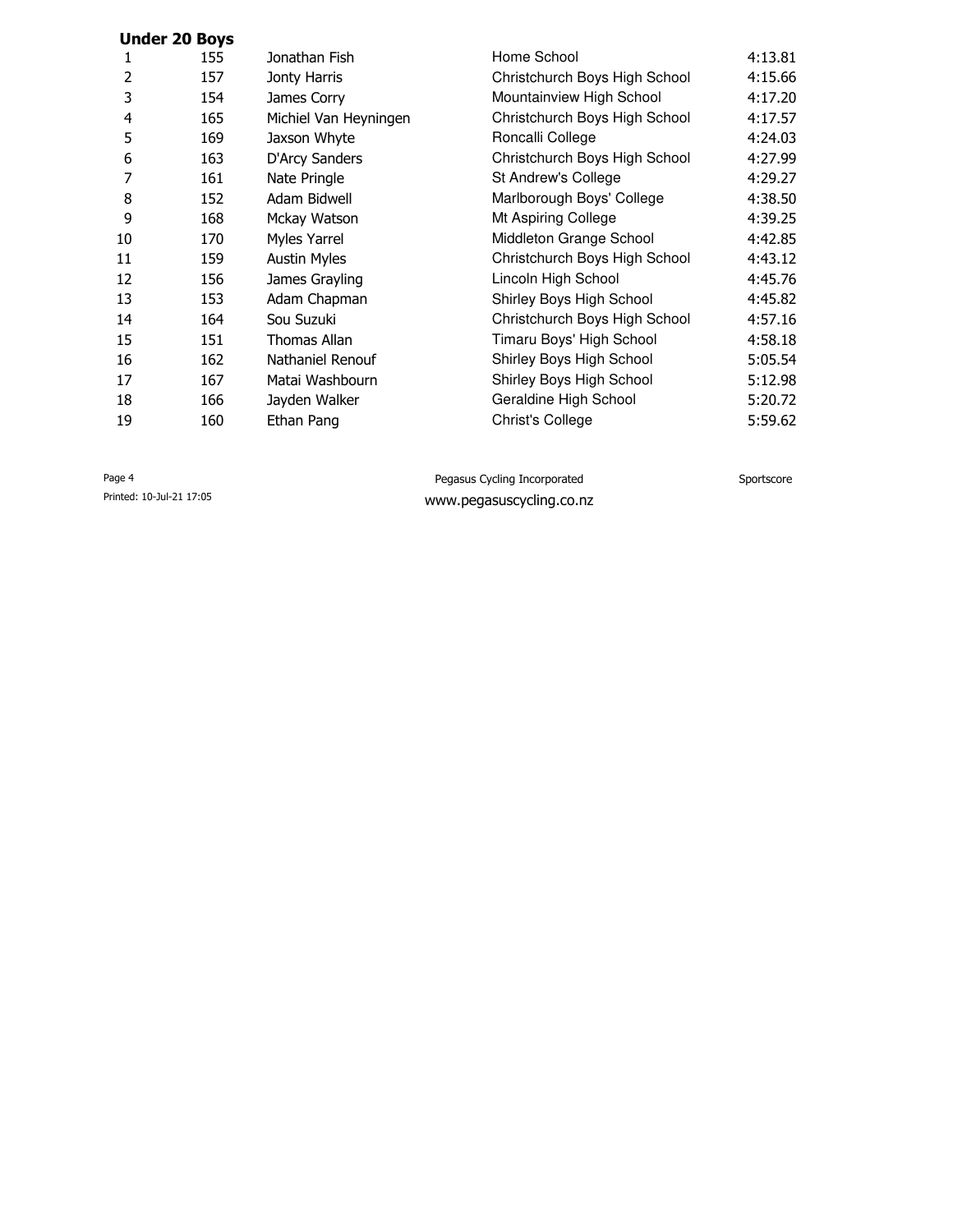### Under 20 Boys

| | | | | |
|---|---|---|---|---|
| 1 | 155 | Jonathan Fish | Home School | 4:13.81 |
| 2 | 157 | Jonty Harris | Christchurch Boys High School | 4:15.66 |
| 3 | 154 | James Corry | Mountainview High School | 4:17.20 |
| 4 | 165 | Michiel Van Heyningen | Christchurch Boys High School | 4:17.57 |
| 5 | 169 | Jaxson Whyte | Roncalli College | 4:24.03 |
| 6 | 163 | D'Arcy Sanders | Christchurch Boys High School | 4:27.99 |
| 7 | 161 | Nate Pringle | St Andrew's College | 4:29.27 |
| 8 | 152 | Adam Bidwell | Marlborough Boys' College | 4:38.50 |
| 9 | 168 | Mckay Watson | Mt Aspiring College | 4:39.25 |
| 10 | 170 | Myles Yarrel | Middleton Grange School | 4:42.85 |
| 11 | 159 | Austin Myles | Christchurch Boys High School | 4:43.12 |
| 12 | 156 | James Grayling | Lincoln High School | 4:45.76 |
| 13 | 153 | Adam Chapman | Shirley Boys High School | 4:45.82 |
| 14 | 164 | Sou Suzuki | Christchurch Boys High School | 4:57.16 |
| 15 | 151 | Thomas Allan | Timaru Boys' High School | 4:58.18 |
| 16 | 162 | Nathaniel Renouf | Shirley Boys High School | 5:05.54 |
| 17 | 167 | Matai Washbourn | Shirley Boys High School | 5:12.98 |
| 18 | 166 | Jayden Walker | Geraldine High School | 5:20.72 |
| 19 | 160 | Ethan Pang | Christ's College | 5:59.62 |